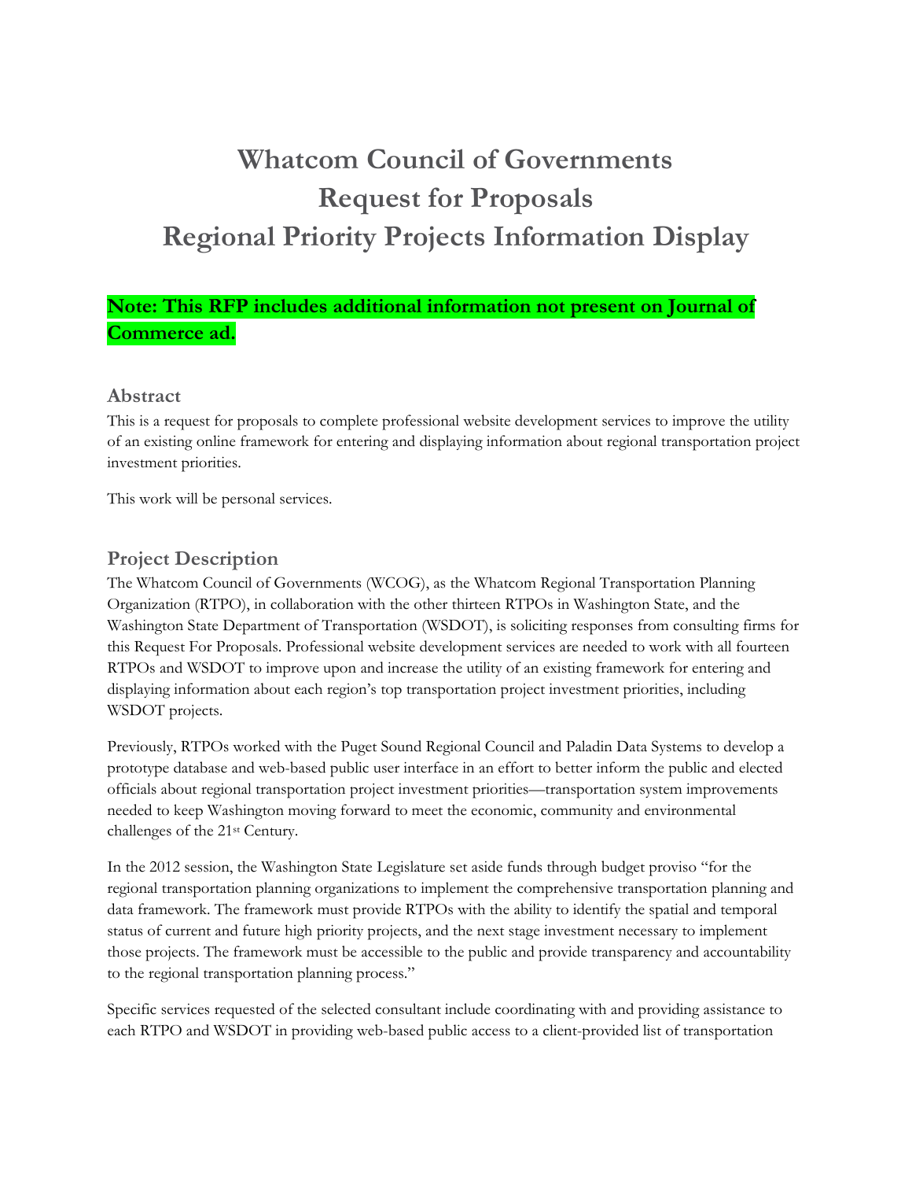# Whatcom Council of Governments
# Request for Proposals
# Regional Priority Projects Information Display

**Note: This RFP includes additional information not present on Journal of Commerce ad.**

## Abstract

This is a request for proposals to complete professional website development services to improve the utility of an existing online framework for entering and displaying information about regional transportation project investment priorities.

This work will be personal services.

## Project Description

The Whatcom Council of Governments (WCOG), as the Whatcom Regional Transportation Planning Organization (RTPO), in collaboration with the other thirteen RTPOs in Washington State, and the Washington State Department of Transportation (WSDOT), is soliciting responses from consulting firms for this Request For Proposals. Professional website development services are needed to work with all fourteen RTPOs and WSDOT to improve upon and increase the utility of an existing framework for entering and displaying information about each region's top transportation project investment priorities, including WSDOT projects.

Previously, RTPOs worked with the Puget Sound Regional Council and Paladin Data Systems to develop a prototype database and web-based public user interface in an effort to better inform the public and elected officials about regional transportation project investment priorities—transportation system improvements needed to keep Washington moving forward to meet the economic, community and environmental challenges of the 21st Century.

In the 2012 session, the Washington State Legislature set aside funds through budget proviso "for the regional transportation planning organizations to implement the comprehensive transportation planning and data framework. The framework must provide RTPOs with the ability to identify the spatial and temporal status of current and future high priority projects, and the next stage investment necessary to implement those projects. The framework must be accessible to the public and provide transparency and accountability to the regional transportation planning process."

Specific services requested of the selected consultant include coordinating with and providing assistance to each RTPO and WSDOT in providing web-based public access to a client-provided list of transportation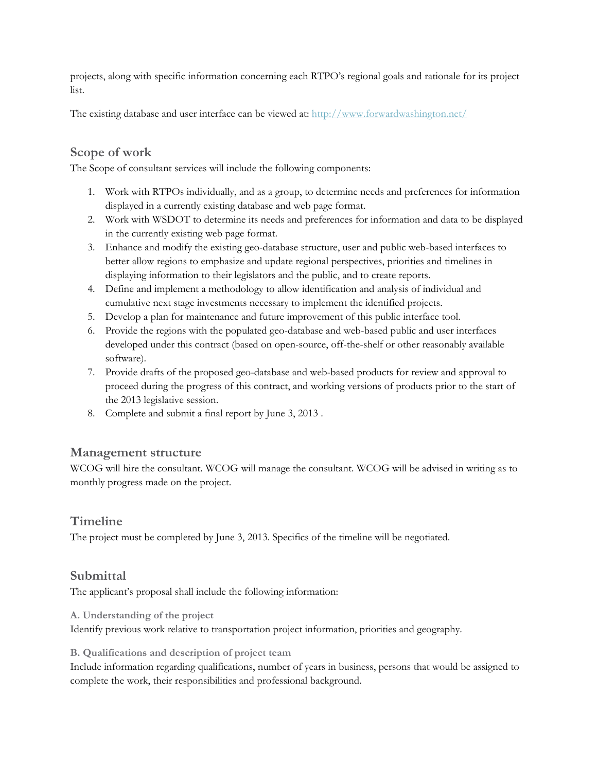projects, along with specific information concerning each RTPO's regional goals and rationale for its project list.

The existing database and user interface can be viewed at: [http://www.forwardwashington.net/](http://www.forwardwashington.net/)

## Scope of work

The Scope of consultant services will include the following components:

1. Work with RTPOs individually, and as a group, to determine needs and preferences for information displayed in a currently existing database and web page format.
2. Work with WSDOT to determine its needs and preferences for information and data to be displayed in the currently existing web page format.
3. Enhance and modify the existing geo-database structure, user and public web-based interfaces to better allow regions to emphasize and update regional perspectives, priorities and timelines in displaying information to their legislators and the public, and to create reports.
4. Define and implement a methodology to allow identification and analysis of individual and cumulative next stage investments necessary to implement the identified projects.
5. Develop a plan for maintenance and future improvement of this public interface tool.
6. Provide the regions with the populated geo-database and web-based public and user interfaces developed under this contract (based on open-source, off-the-shelf or other reasonably available software).
7. Provide drafts of the proposed geo-database and web-based products for review and approval to proceed during the progress of this contract, and working versions of products prior to the start of the 2013 legislative session.
8. Complete and submit a final report by June 3, 2013 .

## Management structure

WCOG will hire the consultant. WCOG will manage the consultant. WCOG will be advised in writing as to monthly progress made on the project.

## Timeline

The project must be completed by June 3, 2013. Specifics of the timeline will be negotiated.

## Submittal

The applicant's proposal shall include the following information:

### A. Understanding of the project

Identify previous work relative to transportation project information, priorities and geography.

### B. Qualifications and description of project team

Include information regarding qualifications, number of years in business, persons that would be assigned to complete the work, their responsibilities and professional background.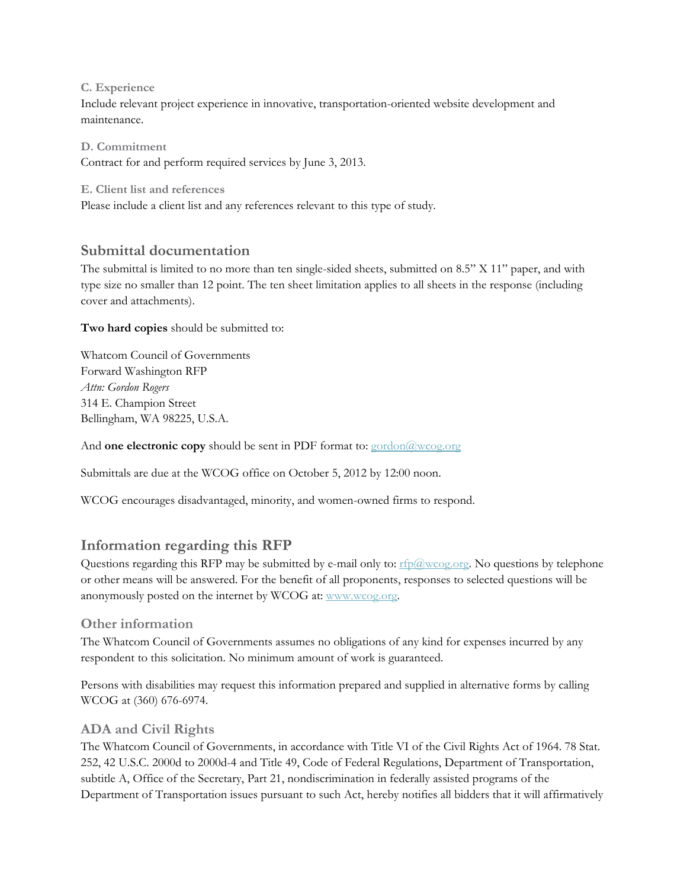### C. Experience

Include relevant project experience in innovative, transportation-oriented website development and maintenance.

### D. Commitment

Contract for and perform required services by June 3, 2013.

### E. Client list and references

Please include a client list and any references relevant to this type of study.

## Submittal documentation

The submittal is limited to no more than ten single-sided sheets, submitted on 8.5" X 11" paper, and with type size no smaller than 12 point. The ten sheet limitation applies to all sheets in the response (including cover and attachments).

**Two hard copies** should be submitted to:

Whatcom Council of Governments
Forward Washington RFP
*Attn: Gordon Rogers*
314 E. Champion Street
Bellingham, WA 98225, U.S.A.

And **one electronic copy** should be sent in PDF format to: gordon@wcog.org

Submittals are due at the WCOG office on October 5, 2012 by 12:00 noon.

WCOG encourages disadvantaged, minority, and women-owned firms to respond.

## Information regarding this RFP

Questions regarding this RFP may be submitted by e-mail only to: rfp@wcog.org. No questions by telephone or other means will be answered. For the benefit of all proponents, responses to selected questions will be anonymously posted on the internet by WCOG at: www.wcog.org.

### Other information

The Whatcom Council of Governments assumes no obligations of any kind for expenses incurred by any respondent to this solicitation. No minimum amount of work is guaranteed.

Persons with disabilities may request this information prepared and supplied in alternative forms by calling WCOG at (360) 676-6974.

### ADA and Civil Rights

The Whatcom Council of Governments, in accordance with Title VI of the Civil Rights Act of 1964. 78 Stat. 252, 42 U.S.C. 2000d to 2000d-4 and Title 49, Code of Federal Regulations, Department of Transportation, subtitle A, Office of the Secretary, Part 21, nondiscrimination in federally assisted programs of the Department of Transportation issues pursuant to such Act, hereby notifies all bidders that it will affirmatively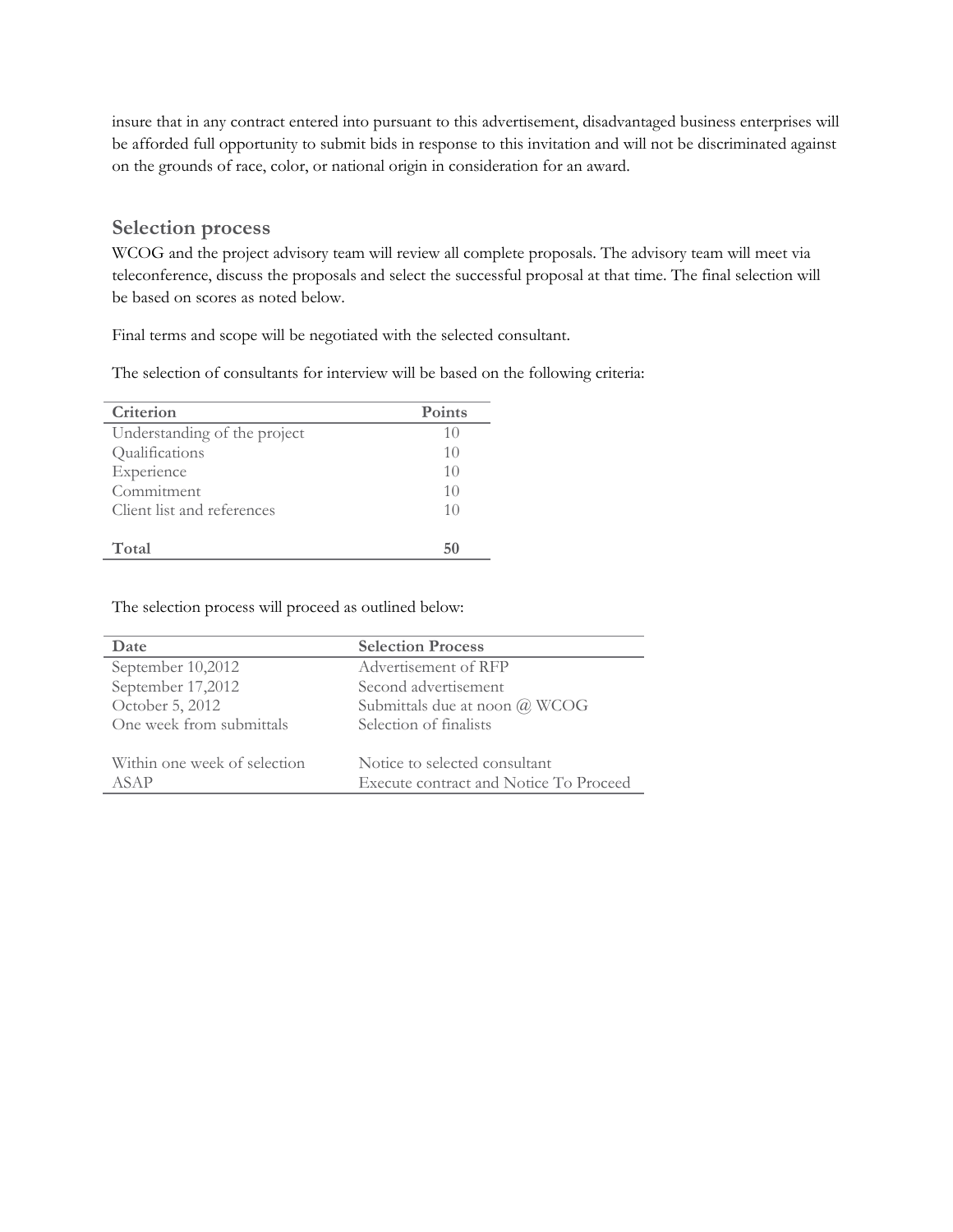insure that in any contract entered into pursuant to this advertisement, disadvantaged business enterprises will be afforded full opportunity to submit bids in response to this invitation and will not be discriminated against on the grounds of race, color, or national origin in consideration for an award.

## Selection process

WCOG and the project advisory team will review all complete proposals. The advisory team will meet via teleconference, discuss the proposals and select the successful proposal at that time. The final selection will be based on scores as noted below.

Final terms and scope will be negotiated with the selected consultant.

The selection of consultants for interview will be based on the following criteria:

| Criterion | Points |
|---|---|
| Understanding of the project | 10 |
| Qualifications | 10 |
| Experience | 10 |
| Commitment | 10 |
| Client list and references | 10 |
| **Total** | **50** |

The selection process will proceed as outlined below:

| Date | Selection Process |
|---|---|
| September 10,2012 | Advertisement of RFP |
| September 17,2012 | Second advertisement |
| October 5, 2012 | Submittals due at noon @ WCOG |
| One week from submittals | Selection of finalists |
| Within one week of selection | Notice to selected consultant |
| ASAP | Execute contract and Notice To Proceed |